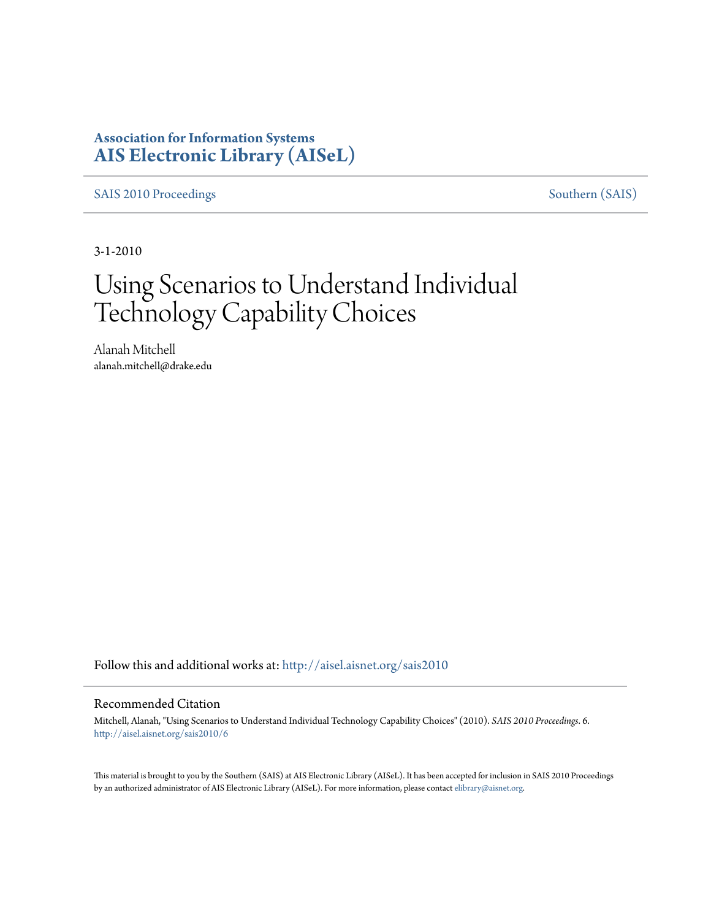**Association for Information Systems**
**AIS Electronic Library (AISeL)**

SAIS 2010 Proceedings | Southern (SAIS)

3-1-2010

# Using Scenarios to Understand Individual Technology Capability Choices

Alanah Mitchell
alanah.mitchell@drake.edu

Follow this and additional works at: http://aisel.aisnet.org/sais2010

## Recommended Citation

Mitchell, Alanah, "Using Scenarios to Understand Individual Technology Capability Choices" (2010). *SAIS 2010 Proceedings*. 6.
http://aisel.aisnet.org/sais2010/6

This material is brought to you by the Southern (SAIS) at AIS Electronic Library (AISeL). It has been accepted for inclusion in SAIS 2010 Proceedings by an authorized administrator of AIS Electronic Library (AISeL). For more information, please contact elibrary@aisnet.org.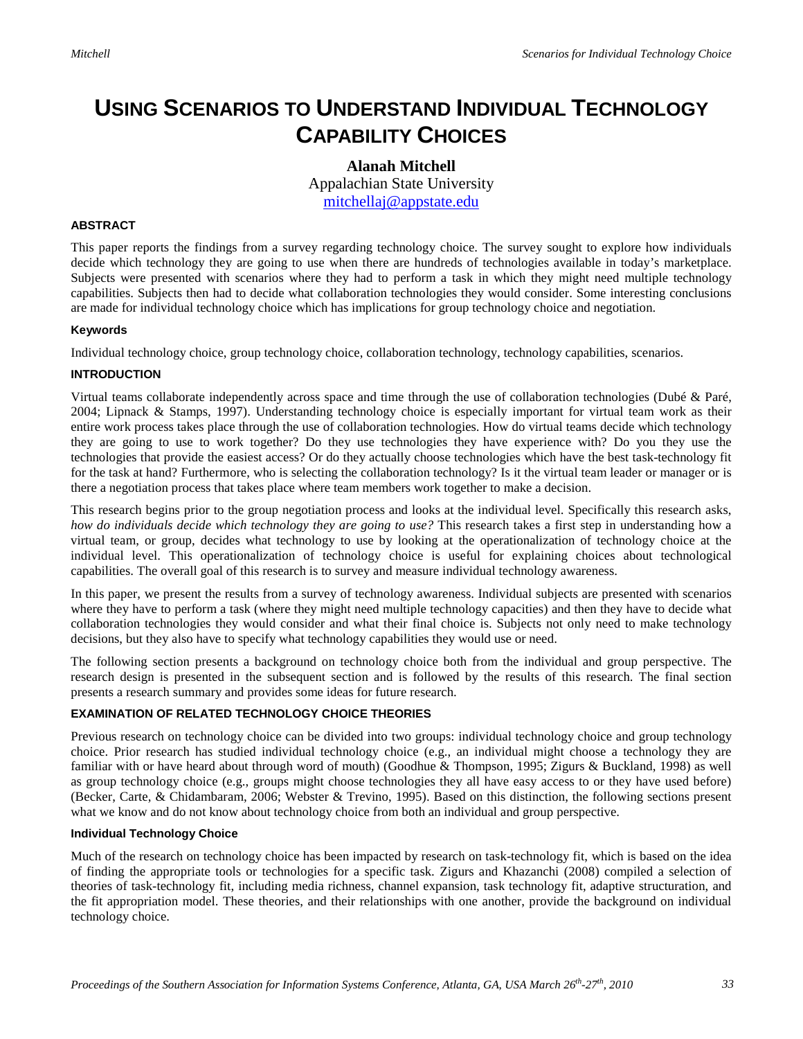# USING SCENARIOS TO UNDERSTAND INDIVIDUAL TECHNOLOGY CAPABILITY CHOICES

**Alanah Mitchell**
Appalachian State University
mitchellaj@appstate.edu

### ABSTRACT

This paper reports the findings from a survey regarding technology choice. The survey sought to explore how individuals decide which technology they are going to use when there are hundreds of technologies available in today's marketplace. Subjects were presented with scenarios where they had to perform a task in which they might need multiple technology capabilities. Subjects then had to decide what collaboration technologies they would consider. Some interesting conclusions are made for individual technology choice which has implications for group technology choice and negotiation.

#### Keywords

Individual technology choice, group technology choice, collaboration technology, technology capabilities, scenarios.

### INTRODUCTION

Virtual teams collaborate independently across space and time through the use of collaboration technologies (Dubé & Paré, 2004; Lipnack & Stamps, 1997). Understanding technology choice is especially important for virtual team work as their entire work process takes place through the use of collaboration technologies. How do virtual teams decide which technology they are going to use to work together? Do they use technologies they have experience with? Do you they use the technologies that provide the easiest access? Or do they actually choose technologies which have the best task-technology fit for the task at hand? Furthermore, who is selecting the collaboration technology? Is it the virtual team leader or manager or is there a negotiation process that takes place where team members work together to make a decision.

This research begins prior to the group negotiation process and looks at the individual level. Specifically this research asks, *how do individuals decide which technology they are going to use?* This research takes a first step in understanding how a virtual team, or group, decides what technology to use by looking at the operationalization of technology choice at the individual level. This operationalization of technology choice is useful for explaining choices about technological capabilities. The overall goal of this research is to survey and measure individual technology awareness.

In this paper, we present the results from a survey of technology awareness. Individual subjects are presented with scenarios where they have to perform a task (where they might need multiple technology capacities) and then they have to decide what collaboration technologies they would consider and what their final choice is. Subjects not only need to make technology decisions, but they also have to specify what technology capabilities they would use or need.

The following section presents a background on technology choice both from the individual and group perspective. The research design is presented in the subsequent section and is followed by the results of this research. The final section presents a research summary and provides some ideas for future research.

### EXAMINATION OF RELATED TECHNOLOGY CHOICE THEORIES

Previous research on technology choice can be divided into two groups: individual technology choice and group technology choice. Prior research has studied individual technology choice (e.g., an individual might choose a technology they are familiar with or have heard about through word of mouth) (Goodhue & Thompson, 1995; Zigurs & Buckland, 1998) as well as group technology choice (e.g., groups might choose technologies they all have easy access to or they have used before) (Becker, Carte, & Chidambaram, 2006; Webster & Trevino, 1995). Based on this distinction, the following sections present what we know and do not know about technology choice from both an individual and group perspective.

#### Individual Technology Choice

Much of the research on technology choice has been impacted by research on task-technology fit, which is based on the idea of finding the appropriate tools or technologies for a specific task. Zigurs and Khazanchi (2008) compiled a selection of theories of task-technology fit, including media richness, channel expansion, task technology fit, adaptive structuration, and the fit appropriation model. These theories, and their relationships with one another, provide the background on individual technology choice.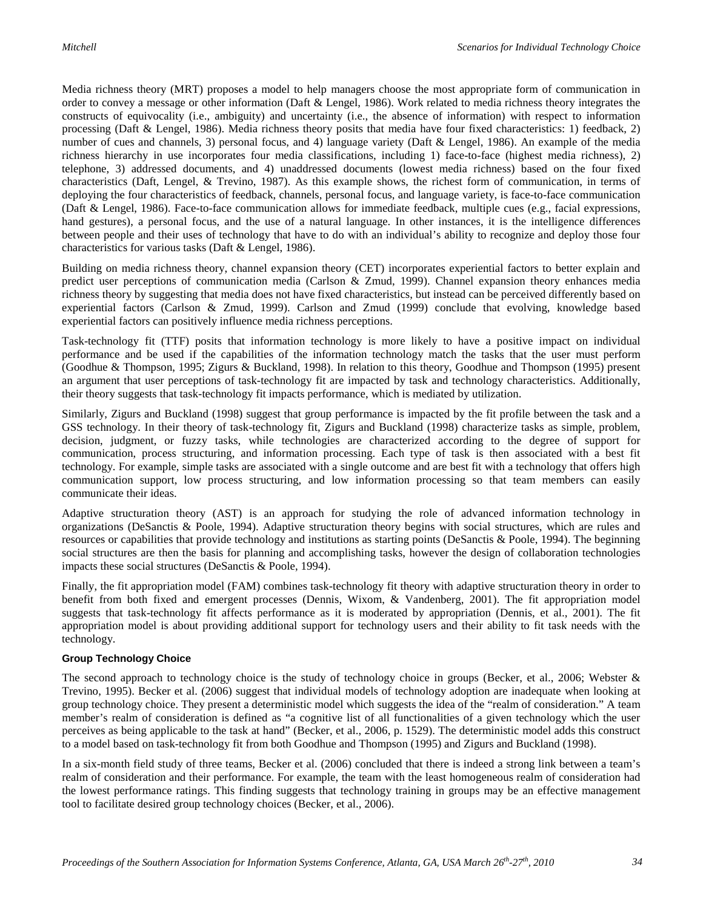Media richness theory (MRT) proposes a model to help managers choose the most appropriate form of communication in order to convey a message or other information (Daft & Lengel, 1986). Work related to media richness theory integrates the constructs of equivocality (i.e., ambiguity) and uncertainty (i.e., the absence of information) with respect to information processing (Daft & Lengel, 1986). Media richness theory posits that media have four fixed characteristics: 1) feedback, 2) number of cues and channels, 3) personal focus, and 4) language variety (Daft & Lengel, 1986). An example of the media richness hierarchy in use incorporates four media classifications, including 1) face-to-face (highest media richness), 2) telephone, 3) addressed documents, and 4) unaddressed documents (lowest media richness) based on the four fixed characteristics (Daft, Lengel, & Trevino, 1987). As this example shows, the richest form of communication, in terms of deploying the four characteristics of feedback, channels, personal focus, and language variety, is face-to-face communication (Daft & Lengel, 1986). Face-to-face communication allows for immediate feedback, multiple cues (e.g., facial expressions, hand gestures), a personal focus, and the use of a natural language. In other instances, it is the intelligence differences between people and their uses of technology that have to do with an individual's ability to recognize and deploy those four characteristics for various tasks (Daft & Lengel, 1986).

Building on media richness theory, channel expansion theory (CET) incorporates experiential factors to better explain and predict user perceptions of communication media (Carlson & Zmud, 1999). Channel expansion theory enhances media richness theory by suggesting that media does not have fixed characteristics, but instead can be perceived differently based on experiential factors (Carlson & Zmud, 1999). Carlson and Zmud (1999) conclude that evolving, knowledge based experiential factors can positively influence media richness perceptions.

Task-technology fit (TTF) posits that information technology is more likely to have a positive impact on individual performance and be used if the capabilities of the information technology match the tasks that the user must perform (Goodhue & Thompson, 1995; Zigurs & Buckland, 1998). In relation to this theory, Goodhue and Thompson (1995) present an argument that user perceptions of task-technology fit are impacted by task and technology characteristics. Additionally, their theory suggests that task-technology fit impacts performance, which is mediated by utilization.

Similarly, Zigurs and Buckland (1998) suggest that group performance is impacted by the fit profile between the task and a GSS technology. In their theory of task-technology fit, Zigurs and Buckland (1998) characterize tasks as simple, problem, decision, judgment, or fuzzy tasks, while technologies are characterized according to the degree of support for communication, process structuring, and information processing. Each type of task is then associated with a best fit technology. For example, simple tasks are associated with a single outcome and are best fit with a technology that offers high communication support, low process structuring, and low information processing so that team members can easily communicate their ideas.

Adaptive structuration theory (AST) is an approach for studying the role of advanced information technology in organizations (DeSanctis & Poole, 1994). Adaptive structuration theory begins with social structures, which are rules and resources or capabilities that provide technology and institutions as starting points (DeSanctis & Poole, 1994). The beginning social structures are then the basis for planning and accomplishing tasks, however the design of collaboration technologies impacts these social structures (DeSanctis & Poole, 1994).

Finally, the fit appropriation model (FAM) combines task-technology fit theory with adaptive structuration theory in order to benefit from both fixed and emergent processes (Dennis, Wixom, & Vandenberg, 2001). The fit appropriation model suggests that task-technology fit affects performance as it is moderated by appropriation (Dennis, et al., 2001). The fit appropriation model is about providing additional support for technology users and their ability to fit task needs with the technology.

### Group Technology Choice

The second approach to technology choice is the study of technology choice in groups (Becker, et al., 2006; Webster & Trevino, 1995). Becker et al. (2006) suggest that individual models of technology adoption are inadequate when looking at group technology choice. They present a deterministic model which suggests the idea of the "realm of consideration." A team member's realm of consideration is defined as "a cognitive list of all functionalities of a given technology which the user perceives as being applicable to the task at hand" (Becker, et al., 2006, p. 1529). The deterministic model adds this construct to a model based on task-technology fit from both Goodhue and Thompson (1995) and Zigurs and Buckland (1998).

In a six-month field study of three teams, Becker et al. (2006) concluded that there is indeed a strong link between a team's realm of consideration and their performance. For example, the team with the least homogeneous realm of consideration had the lowest performance ratings. This finding suggests that technology training in groups may be an effective management tool to facilitate desired group technology choices (Becker, et al., 2006).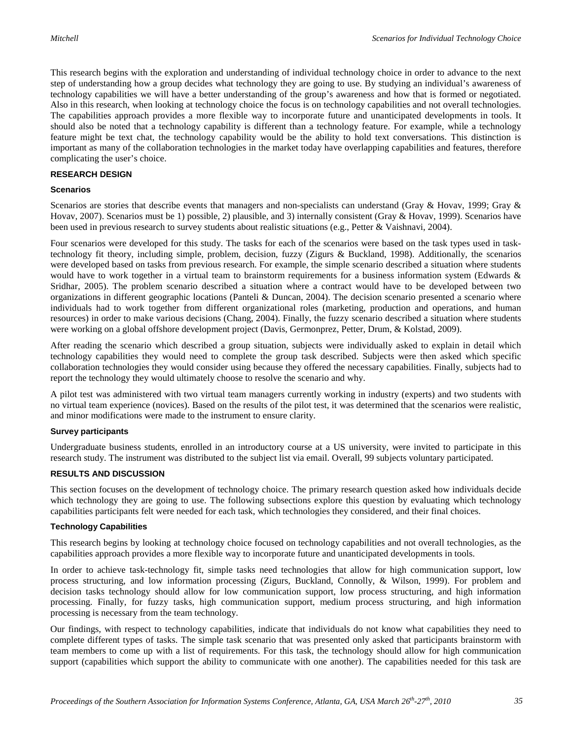This research begins with the exploration and understanding of individual technology choice in order to advance to the next step of understanding how a group decides what technology they are going to use. By studying an individual's awareness of technology capabilities we will have a better understanding of the group's awareness and how that is formed or negotiated. Also in this research, when looking at technology choice the focus is on technology capabilities and not overall technologies. The capabilities approach provides a more flexible way to incorporate future and unanticipated developments in tools. It should also be noted that a technology capability is different than a technology feature. For example, while a technology feature might be text chat, the technology capability would be the ability to hold text conversations. This distinction is important as many of the collaboration technologies in the market today have overlapping capabilities and features, therefore complicating the user's choice.

## RESEARCH DESIGN

### Scenarios

Scenarios are stories that describe events that managers and non-specialists can understand (Gray & Hovav, 1999; Gray & Hovav, 2007). Scenarios must be 1) possible, 2) plausible, and 3) internally consistent (Gray & Hovav, 1999). Scenarios have been used in previous research to survey students about realistic situations (e.g., Petter & Vaishnavi, 2004).

Four scenarios were developed for this study. The tasks for each of the scenarios were based on the task types used in task-technology fit theory, including simple, problem, decision, fuzzy (Zigurs & Buckland, 1998). Additionally, the scenarios were developed based on tasks from previous research. For example, the simple scenario described a situation where students would have to work together in a virtual team to brainstorm requirements for a business information system (Edwards & Sridhar, 2005). The problem scenario described a situation where a contract would have to be developed between two organizations in different geographic locations (Panteli & Duncan, 2004). The decision scenario presented a scenario where individuals had to work together from different organizational roles (marketing, production and operations, and human resources) in order to make various decisions (Chang, 2004). Finally, the fuzzy scenario described a situation where students were working on a global offshore development project (Davis, Germonprez, Petter, Drum, & Kolstad, 2009).

After reading the scenario which described a group situation, subjects were individually asked to explain in detail which technology capabilities they would need to complete the group task described. Subjects were then asked which specific collaboration technologies they would consider using because they offered the necessary capabilities. Finally, subjects had to report the technology they would ultimately choose to resolve the scenario and why.

A pilot test was administered with two virtual team managers currently working in industry (experts) and two students with no virtual team experience (novices). Based on the results of the pilot test, it was determined that the scenarios were realistic, and minor modifications were made to the instrument to ensure clarity.

### Survey participants

Undergraduate business students, enrolled in an introductory course at a US university, were invited to participate in this research study. The instrument was distributed to the subject list via email. Overall, 99 subjects voluntary participated.

## RESULTS AND DISCUSSION

This section focuses on the development of technology choice. The primary research question asked how individuals decide which technology they are going to use. The following subsections explore this question by evaluating which technology capabilities participants felt were needed for each task, which technologies they considered, and their final choices.

### Technology Capabilities

This research begins by looking at technology choice focused on technology capabilities and not overall technologies, as the capabilities approach provides a more flexible way to incorporate future and unanticipated developments in tools.

In order to achieve task-technology fit, simple tasks need technologies that allow for high communication support, low process structuring, and low information processing (Zigurs, Buckland, Connolly, & Wilson, 1999). For problem and decision tasks technology should allow for low communication support, low process structuring, and high information processing. Finally, for fuzzy tasks, high communication support, medium process structuring, and high information processing is necessary from the team technology.

Our findings, with respect to technology capabilities, indicate that individuals do not know what capabilities they need to complete different types of tasks. The simple task scenario that was presented only asked that participants brainstorm with team members to come up with a list of requirements. For this task, the technology should allow for high communication support (capabilities which support the ability to communicate with one another). The capabilities needed for this task are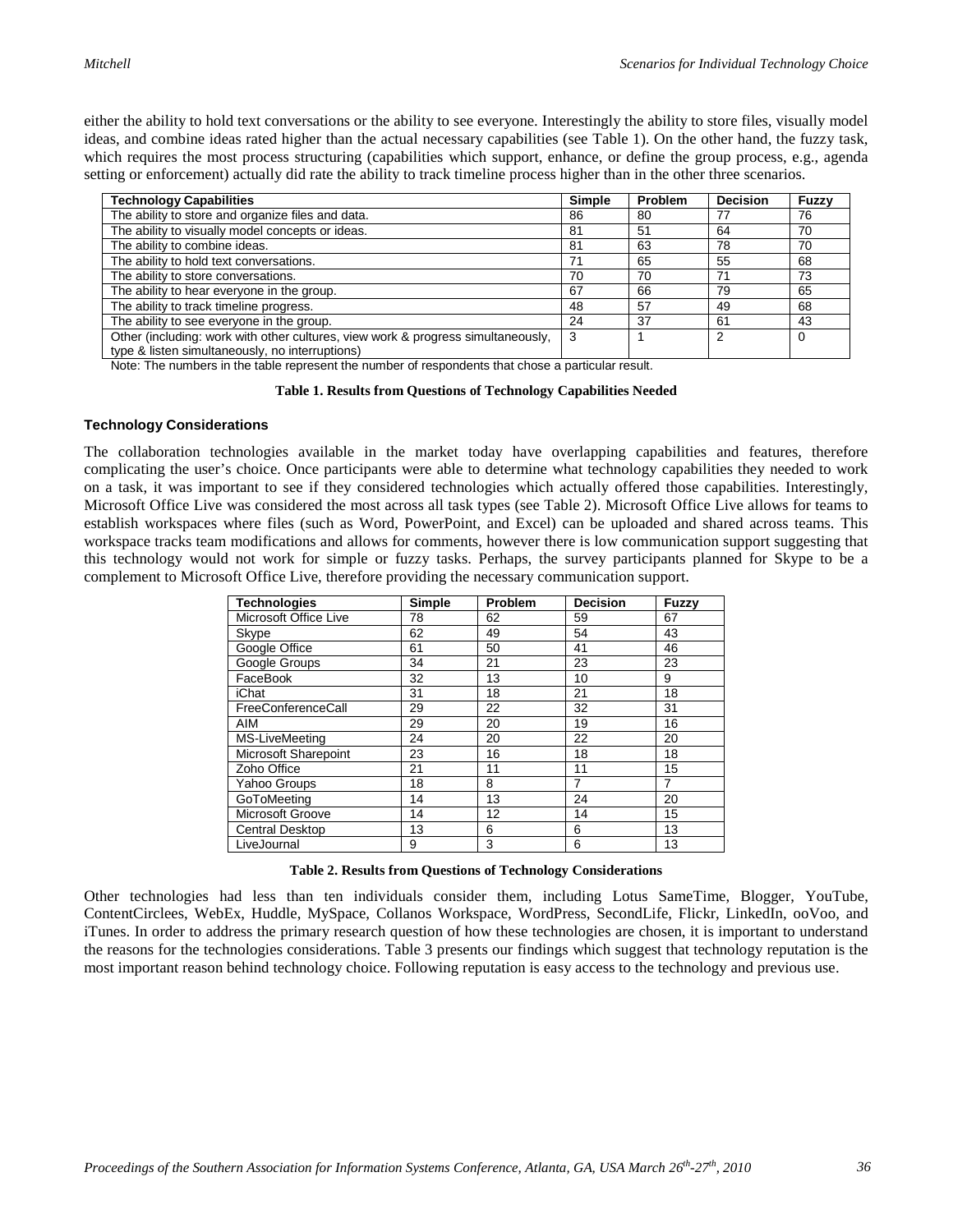either the ability to hold text conversations or the ability to see everyone. Interestingly the ability to store files, visually model ideas, and combine ideas rated higher than the actual necessary capabilities (see Table 1). On the other hand, the fuzzy task, which requires the most process structuring (capabilities which support, enhance, or define the group process, e.g., agenda setting or enforcement) actually did rate the ability to track timeline process higher than in the other three scenarios.

| Technology Capabilities | Simple | Problem | Decision | Fuzzy |
|---|---|---|---|---|
| The ability to store and organize files and data. | 86 | 80 | 77 | 76 |
| The ability to visually model concepts or ideas. | 81 | 51 | 64 | 70 |
| The ability to combine ideas. | 81 | 63 | 78 | 70 |
| The ability to hold text conversations. | 71 | 65 | 55 | 68 |
| The ability to store conversations. | 70 | 70 | 71 | 73 |
| The ability to hear everyone in the group. | 67 | 66 | 79 | 65 |
| The ability to track timeline progress. | 48 | 57 | 49 | 68 |
| The ability to see everyone in the group. | 24 | 37 | 61 | 43 |
| Other (including: work with other cultures, view work & progress simultaneously, type & listen simultaneously, no interruptions) | 3 | 1 | 2 | 0 |

Note: The numbers in the table represent the number of respondents that chose a particular result.

**Table 1. Results from Questions of Technology Capabilities Needed**

### Technology Considerations

The collaboration technologies available in the market today have overlapping capabilities and features, therefore complicating the user's choice. Once participants were able to determine what technology capabilities they needed to work on a task, it was important to see if they considered technologies which actually offered those capabilities. Interestingly, Microsoft Office Live was considered the most across all task types (see Table 2). Microsoft Office Live allows for teams to establish workspaces where files (such as Word, PowerPoint, and Excel) can be uploaded and shared across teams. This workspace tracks team modifications and allows for comments, however there is low communication support suggesting that this technology would not work for simple or fuzzy tasks. Perhaps, the survey participants planned for Skype to be a complement to Microsoft Office Live, therefore providing the necessary communication support.

| Technologies | Simple | Problem | Decision | Fuzzy |
|---|---|---|---|---|
| Microsoft Office Live | 78 | 62 | 59 | 67 |
| Skype | 62 | 49 | 54 | 43 |
| Google Office | 61 | 50 | 41 | 46 |
| Google Groups | 34 | 21 | 23 | 23 |
| FaceBook | 32 | 13 | 10 | 9 |
| iChat | 31 | 18 | 21 | 18 |
| FreeConferenceCall | 29 | 22 | 32 | 31 |
| AIM | 29 | 20 | 19 | 16 |
| MS-LiveMeeting | 24 | 20 | 22 | 20 |
| Microsoft Sharepoint | 23 | 16 | 18 | 18 |
| Zoho Office | 21 | 11 | 11 | 15 |
| Yahoo Groups | 18 | 8 | 7 | 7 |
| GoToMeeting | 14 | 13 | 24 | 20 |
| Microsoft Groove | 14 | 12 | 14 | 15 |
| Central Desktop | 13 | 6 | 6 | 13 |
| LiveJournal | 9 | 3 | 6 | 13 |

**Table 2. Results from Questions of Technology Considerations**

Other technologies had less than ten individuals consider them, including Lotus SameTime, Blogger, YouTube, ContentCirclees, WebEx, Huddle, MySpace, Collanos Workspace, WordPress, SecondLife, Flickr, LinkedIn, ooVoo, and iTunes. In order to address the primary research question of how these technologies are chosen, it is important to understand the reasons for the technologies considerations. Table 3 presents our findings which suggest that technology reputation is the most important reason behind technology choice. Following reputation is easy access to the technology and previous use.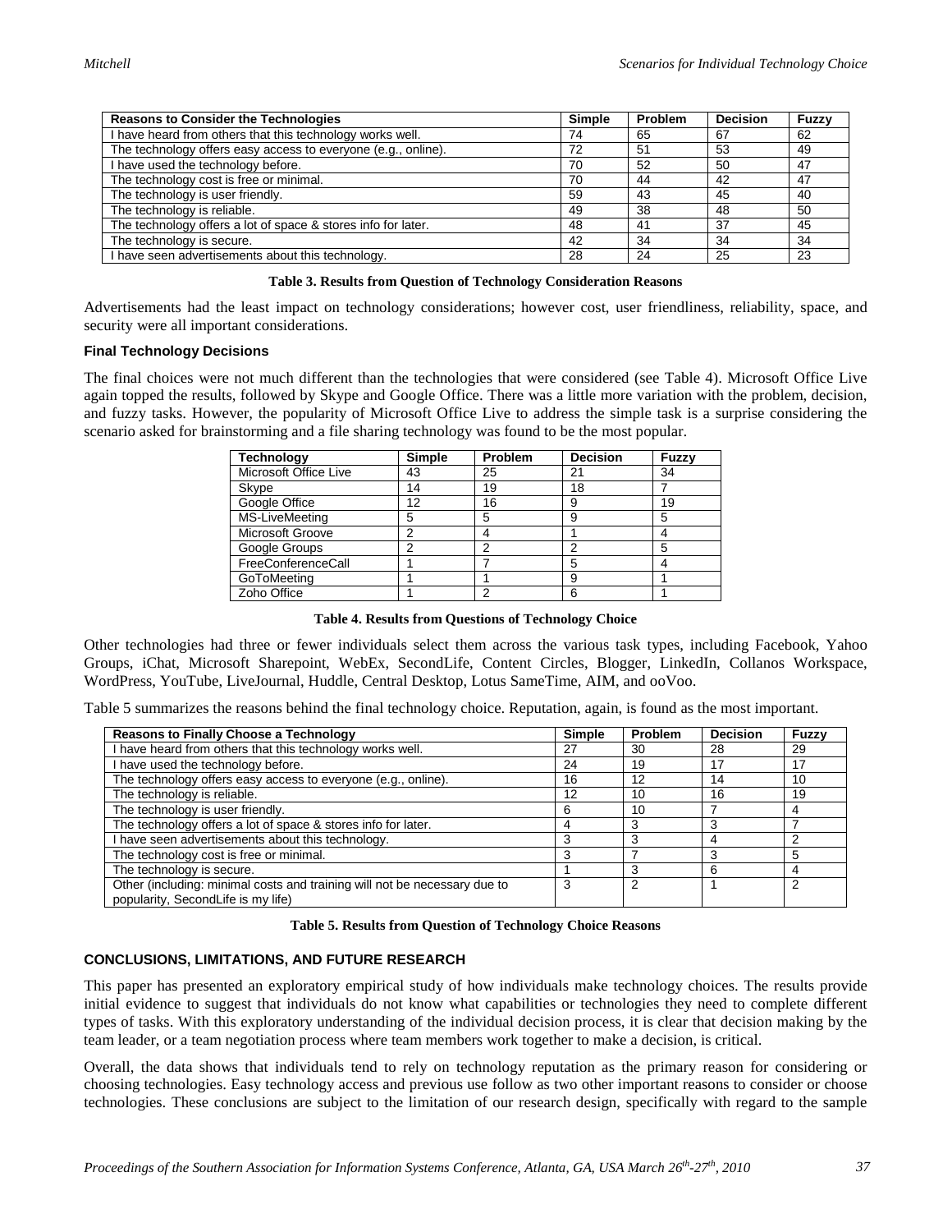| Reasons to Consider the Technologies | Simple | Problem | Decision | Fuzzy |
| --- | --- | --- | --- | --- |
| I have heard from others that this technology works well. | 74 | 65 | 67 | 62 |
| The technology offers easy access to everyone (e.g., online). | 72 | 51 | 53 | 49 |
| I have used the technology before. | 70 | 52 | 50 | 47 |
| The technology cost is free or minimal. | 70 | 44 | 42 | 47 |
| The technology is user friendly. | 59 | 43 | 45 | 40 |
| The technology is reliable. | 49 | 38 | 48 | 50 |
| The technology offers a lot of space & stores info for later. | 48 | 41 | 37 | 45 |
| The technology is secure. | 42 | 34 | 34 | 34 |
| I have seen advertisements about this technology. | 28 | 24 | 25 | 23 |

**Table 3. Results from Question of Technology Consideration Reasons**

Advertisements had the least impact on technology considerations; however cost, user friendliness, reliability, space, and security were all important considerations.

### Final Technology Decisions

The final choices were not much different than the technologies that were considered (see Table 4). Microsoft Office Live again topped the results, followed by Skype and Google Office. There was a little more variation with the problem, decision, and fuzzy tasks. However, the popularity of Microsoft Office Live to address the simple task is a surprise considering the scenario asked for brainstorming and a file sharing technology was found to be the most popular.

| Technology | Simple | Problem | Decision | Fuzzy |
| --- | --- | --- | --- | --- |
| Microsoft Office Live | 43 | 25 | 21 | 34 |
| Skype | 14 | 19 | 18 | 7 |
| Google Office | 12 | 16 | 9 | 19 |
| MS-LiveMeeting | 5 | 5 | 9 | 5 |
| Microsoft Groove | 2 | 4 | 1 | 4 |
| Google Groups | 2 | 2 | 2 | 5 |
| FreeConferenceCall | 1 | 7 | 5 | 4 |
| GoToMeeting | 1 | 1 | 9 | 1 |
| Zoho Office | 1 | 2 | 6 | 1 |

**Table 4. Results from Questions of Technology Choice**

Other technologies had three or fewer individuals select them across the various task types, including Facebook, Yahoo Groups, iChat, Microsoft Sharepoint, WebEx, SecondLife, Content Circles, Blogger, LinkedIn, Collanos Workspace, WordPress, YouTube, LiveJournal, Huddle, Central Desktop, Lotus SameTime, AIM, and ooVoo.

Table 5 summarizes the reasons behind the final technology choice. Reputation, again, is found as the most important.

| Reasons to Finally Choose a Technology | Simple | Problem | Decision | Fuzzy |
| --- | --- | --- | --- | --- |
| I have heard from others that this technology works well. | 27 | 30 | 28 | 29 |
| I have used the technology before. | 24 | 19 | 17 | 17 |
| The technology offers easy access to everyone (e.g., online). | 16 | 12 | 14 | 10 |
| The technology is reliable. | 12 | 10 | 16 | 19 |
| The technology is user friendly. | 6 | 10 | 7 | 4 |
| The technology offers a lot of space & stores info for later. | 4 | 3 | 3 | 7 |
| I have seen advertisements about this technology. | 3 | 3 | 4 | 2 |
| The technology cost is free or minimal. | 3 | 7 | 3 | 5 |
| The technology is secure. | 1 | 3 | 6 | 4 |
| Other (including: minimal costs and training will not be necessary due to popularity, SecondLife is my life) | 3 | 2 | 1 | 2 |

**Table 5. Results from Question of Technology Choice Reasons**

## CONCLUSIONS, LIMITATIONS, AND FUTURE RESEARCH

This paper has presented an exploratory empirical study of how individuals make technology choices. The results provide initial evidence to suggest that individuals do not know what capabilities or technologies they need to complete different types of tasks. With this exploratory understanding of the individual decision process, it is clear that decision making by the team leader, or a team negotiation process where team members work together to make a decision, is critical.

Overall, the data shows that individuals tend to rely on technology reputation as the primary reason for considering or choosing technologies. Easy technology access and previous use follow as two other important reasons to consider or choose technologies. These conclusions are subject to the limitation of our research design, specifically with regard to the sample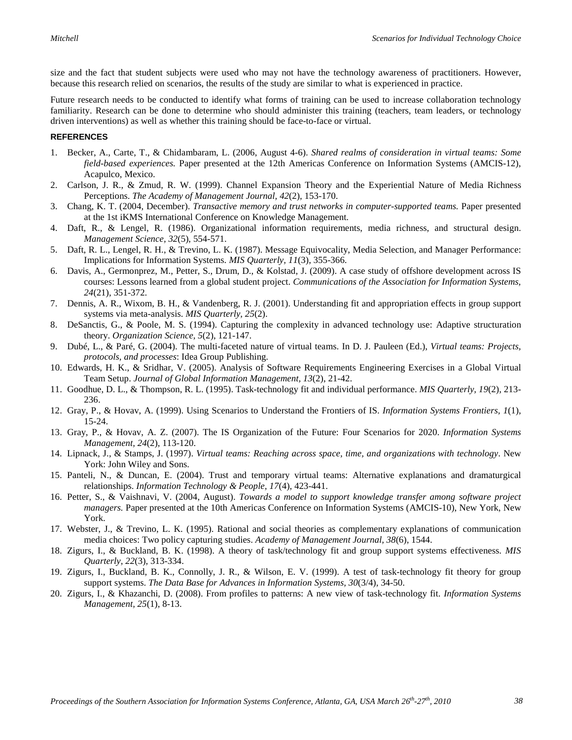size and the fact that student subjects were used who may not have the technology awareness of practitioners. However, because this research relied on scenarios, the results of the study are similar to what is experienced in practice.

Future research needs to be conducted to identify what forms of training can be used to increase collaboration technology familiarity. Research can be done to determine who should administer this training (teachers, team leaders, or technology driven interventions) as well as whether this training should be face-to-face or virtual.

## REFERENCES

1. Becker, A., Carte, T., & Chidambaram, L. (2006, August 4-6). *Shared realms of consideration in virtual teams: Some field-based experiences.* Paper presented at the 12th Americas Conference on Information Systems (AMCIS-12), Acapulco, Mexico.
2. Carlson, J. R., & Zmud, R. W. (1999). Channel Expansion Theory and the Experiential Nature of Media Richness Perceptions. *The Academy of Management Journal, 42*(2), 153-170.
3. Chang, K. T. (2004, December). *Transactive memory and trust networks in computer-supported teams.* Paper presented at the 1st iKMS International Conference on Knowledge Management.
4. Daft, R., & Lengel, R. (1986). Organizational information requirements, media richness, and structural design. *Management Science, 32*(5), 554-571.
5. Daft, R. L., Lengel, R. H., & Trevino, L. K. (1987). Message Equivocality, Media Selection, and Manager Performance: Implications for Information Systems. *MIS Quarterly, 11*(3), 355-366.
6. Davis, A., Germonprez, M., Petter, S., Drum, D., & Kolstad, J. (2009). A case study of offshore development across IS courses: Lessons learned from a global student project. *Communications of the Association for Information Systems, 24*(21), 351-372.
7. Dennis, A. R., Wixom, B. H., & Vandenberg, R. J. (2001). Understanding fit and appropriation effects in group support systems via meta-analysis. *MIS Quarterly, 25*(2).
8. DeSanctis, G., & Poole, M. S. (1994). Capturing the complexity in advanced technology use: Adaptive structuration theory. *Organization Science, 5*(2), 121-147.
9. Dubé, L., & Paré, G. (2004). The multi-faceted nature of virtual teams. In D. J. Pauleen (Ed.), *Virtual teams: Projects, protocols, and processes*: Idea Group Publishing.
10. Edwards, H. K., & Sridhar, V. (2005). Analysis of Software Requirements Engineering Exercises in a Global Virtual Team Setup. *Journal of Global Information Management, 13*(2), 21-42.
11. Goodhue, D. L., & Thompson, R. L. (1995). Task-technology fit and individual performance. *MIS Quarterly, 19*(2), 213-236.
12. Gray, P., & Hovav, A. (1999). Using Scenarios to Understand the Frontiers of IS. *Information Systems Frontiers, 1*(1), 15-24.
13. Gray, P., & Hovav, A. Z. (2007). The IS Organization of the Future: Four Scenarios for 2020. *Information Systems Management, 24*(2), 113-120.
14. Lipnack, J., & Stamps, J. (1997). *Virtual teams: Reaching across space, time, and organizations with technology*. New York: John Wiley and Sons.
15. Panteli, N., & Duncan, E. (2004). Trust and temporary virtual teams: Alternative explanations and dramaturgical relationships. *Information Technology & People, 17*(4), 423-441.
16. Petter, S., & Vaishnavi, V. (2004, August). *Towards a model to support knowledge transfer among software project managers.* Paper presented at the 10th Americas Conference on Information Systems (AMCIS-10), New York, New York.
17. Webster, J., & Trevino, L. K. (1995). Rational and social theories as complementary explanations of communication media choices: Two policy capturing studies. *Academy of Management Journal, 38*(6), 1544.
18. Zigurs, I., & Buckland, B. K. (1998). A theory of task/technology fit and group support systems effectiveness. *MIS Quarterly, 22*(3), 313-334.
19. Zigurs, I., Buckland, B. K., Connolly, J. R., & Wilson, E. V. (1999). A test of task-technology fit theory for group support systems. *The Data Base for Advances in Information Systems, 30*(3/4), 34-50.
20. Zigurs, I., & Khazanchi, D. (2008). From profiles to patterns: A new view of task-technology fit. *Information Systems Management, 25*(1), 8-13.